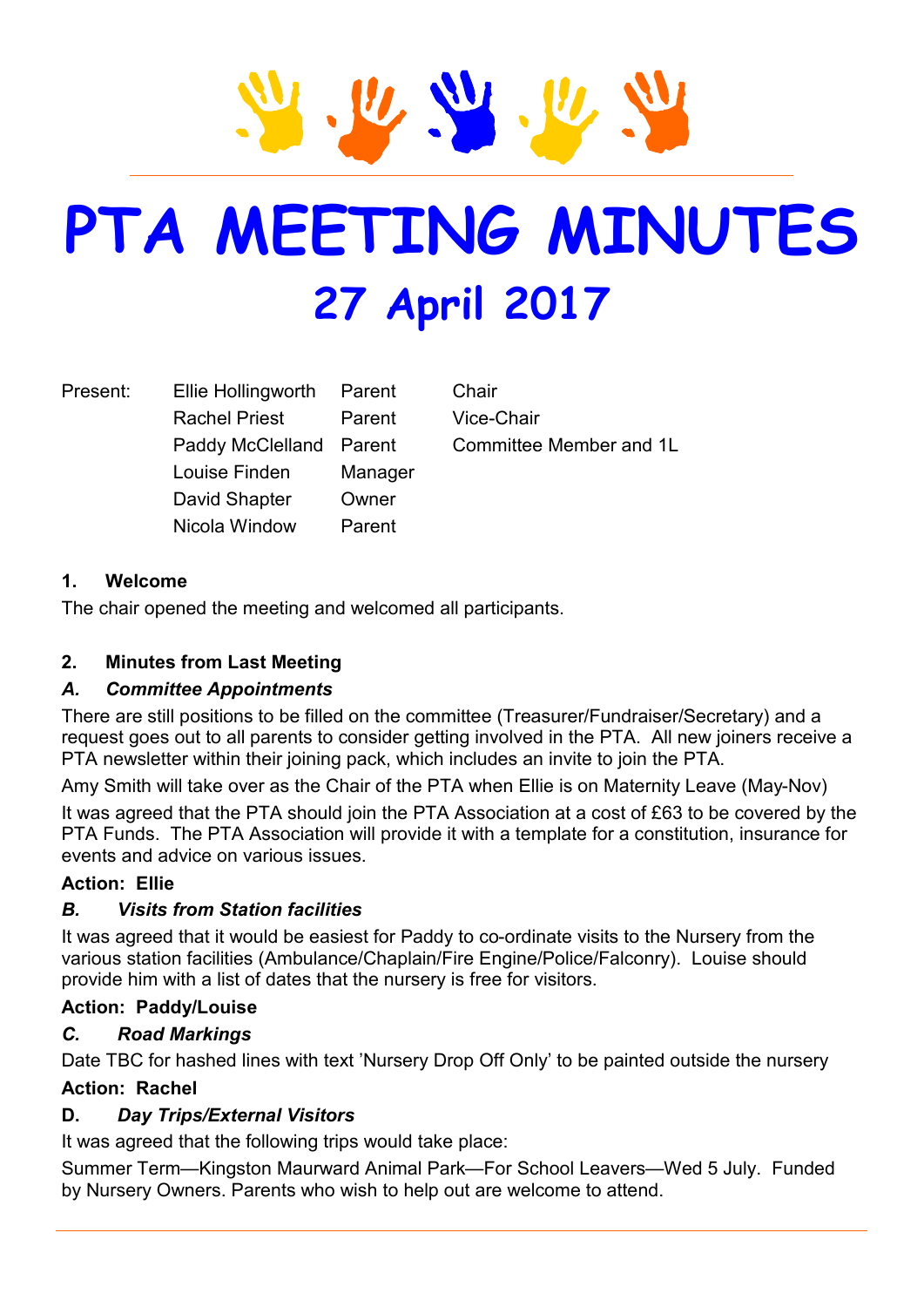# PTA MEETING MINUTES

## 27 April 2017

| Present: | Ellie Hollingworth | Parent | Chair |
|---|---|---|---|
| | Rachel Priest | Parent | Vice-Chair |
| | Paddy McClelland | Parent | Committee Member and 1L |
| | Louise Finden | Manager | |
| | David Shapter | Owner | |
| | Nicola Window | Parent | |

### 1. Welcome

The chair opened the meeting and welcomed all participants.

### 2. Minutes from Last Meeting

#### *A. Committee Appointments*

There are still positions to be filled on the committee (Treasurer/Fundraiser/Secretary) and a request goes out to all parents to consider getting involved in the PTA. All new joiners receive a PTA newsletter within their joining pack, which includes an invite to join the PTA.

Amy Smith will take over as the Chair of the PTA when Ellie is on Maternity Leave (May-Nov)

It was agreed that the PTA should join the PTA Association at a cost of £63 to be covered by the PTA Funds. The PTA Association will provide it with a template for a constitution, insurance for events and advice on various issues.

**Action: Ellie**

#### *B. Visits from Station facilities*

It was agreed that it would be easiest for Paddy to co-ordinate visits to the Nursery from the various station facilities (Ambulance/Chaplain/Fire Engine/Police/Falconry). Louise should provide him with a list of dates that the nursery is free for visitors.

**Action: Paddy/Louise**

#### *C. Road Markings*

Date TBC for hashed lines with text 'Nursery Drop Off Only' to be painted outside the nursery

**Action: Rachel**

#### D. *Day Trips/External Visitors*

It was agreed that the following trips would take place:

Summer Term—Kingston Maurward Animal Park—For School Leavers—Wed 5 July. Funded by Nursery Owners. Parents who wish to help out are welcome to attend.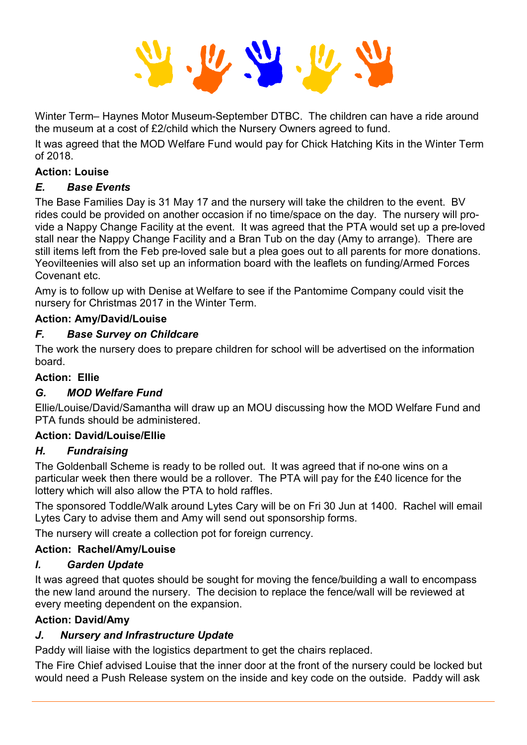Winter Term– Haynes Motor Museum-September DTBC. The children can have a ride around the museum at a cost of £2/child which the Nursery Owners agreed to fund.

It was agreed that the MOD Welfare Fund would pay for Chick Hatching Kits in the Winter Term of 2018.

**Action: Louise**

***E. Base Events***

The Base Families Day is 31 May 17 and the nursery will take the children to the event. BV rides could be provided on another occasion if no time/space on the day. The nursery will provide a Nappy Change Facility at the event. It was agreed that the PTA would set up a pre-loved stall near the Nappy Change Facility and a Bran Tub on the day (Amy to arrange). There are still items left from the Feb pre-loved sale but a plea goes out to all parents for more donations. Yeovilteenies will also set up an information board with the leaflets on funding/Armed Forces Covenant etc.

Amy is to follow up with Denise at Welfare to see if the Pantomime Company could visit the nursery for Christmas 2017 in the Winter Term.

**Action: Amy/David/Louise**

***F. Base Survey on Childcare***

The work the nursery does to prepare children for school will be advertised on the information board.

**Action: Ellie**

***G. MOD Welfare Fund***

Ellie/Louise/David/Samantha will draw up an MOU discussing how the MOD Welfare Fund and PTA funds should be administered.

**Action: David/Louise/Ellie**

***H. Fundraising***

The Goldenball Scheme is ready to be rolled out. It was agreed that if no-one wins on a particular week then there would be a rollover. The PTA will pay for the £40 licence for the lottery which will also allow the PTA to hold raffles.

The sponsored Toddle/Walk around Lytes Cary will be on Fri 30 Jun at 1400. Rachel will email Lytes Cary to advise them and Amy will send out sponsorship forms.

The nursery will create a collection pot for foreign currency.

**Action: Rachel/Amy/Louise**

***I. Garden Update***

It was agreed that quotes should be sought for moving the fence/building a wall to encompass the new land around the nursery. The decision to replace the fence/wall will be reviewed at every meeting dependent on the expansion.

**Action: David/Amy**

***J. Nursery and Infrastructure Update***

Paddy will liaise with the logistics department to get the chairs replaced.

The Fire Chief advised Louise that the inner door at the front of the nursery could be locked but would need a Push Release system on the inside and key code on the outside. Paddy will ask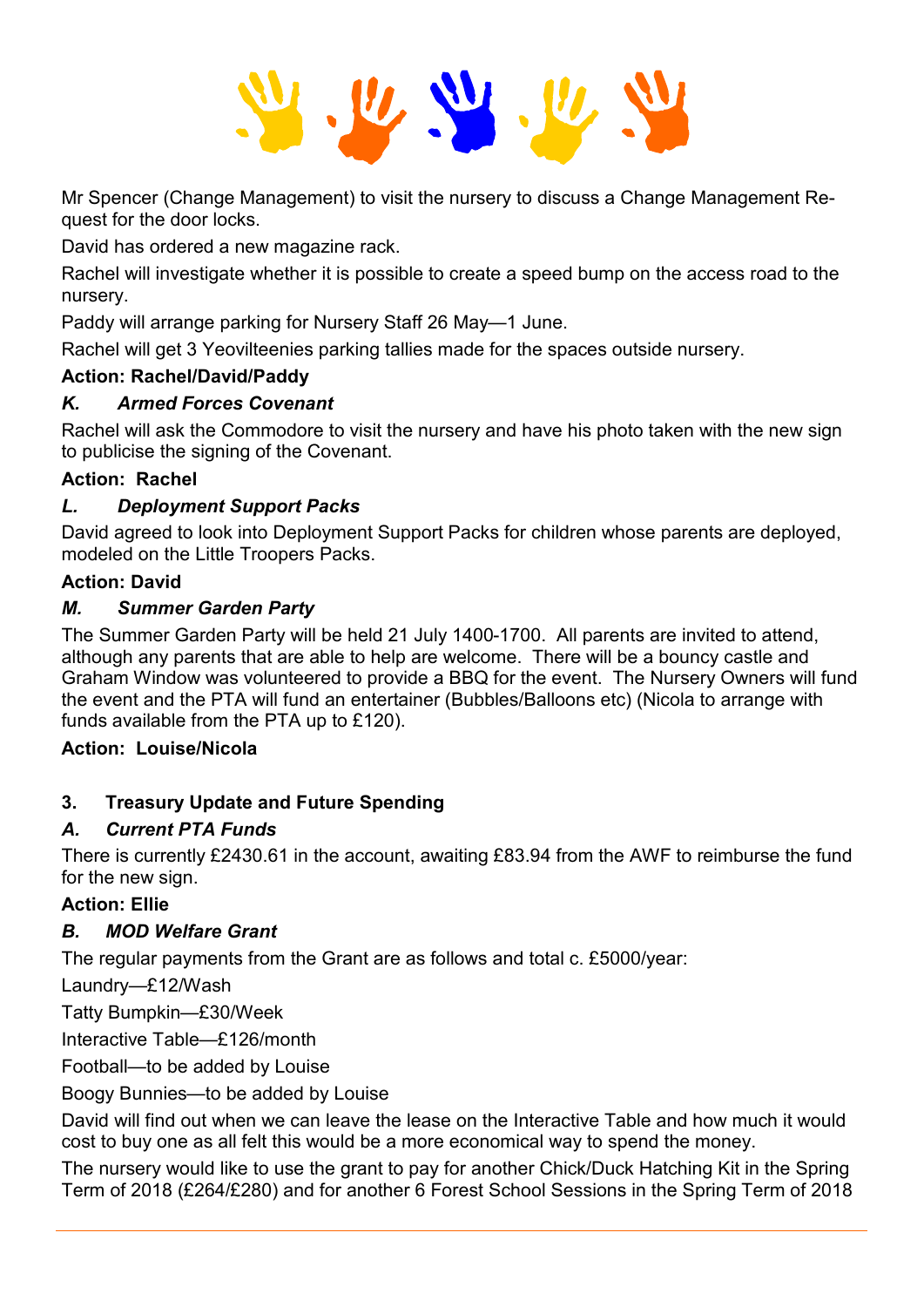Mr Spencer (Change Management) to visit the nursery to discuss a Change Management Request for the door locks.

David has ordered a new magazine rack.

Rachel will investigate whether it is possible to create a speed bump on the access road to the nursery.

Paddy will arrange parking for Nursery Staff 26 May—1 June.

Rachel will get 3 Yeovilteenies parking tallies made for the spaces outside nursery.

**Action: Rachel/David/Paddy**

***K. Armed Forces Covenant***

Rachel will ask the Commodore to visit the nursery and have his photo taken with the new sign to publicise the signing of the Covenant.

**Action: Rachel**

***L. Deployment Support Packs***

David agreed to look into Deployment Support Packs for children whose parents are deployed, modeled on the Little Troopers Packs.

**Action: David**

***M. Summer Garden Party***

The Summer Garden Party will be held 21 July 1400-1700. All parents are invited to attend, although any parents that are able to help are welcome. There will be a bouncy castle and Graham Window was volunteered to provide a BBQ for the event. The Nursery Owners will fund the event and the PTA will fund an entertainer (Bubbles/Balloons etc) (Nicola to arrange with funds available from the PTA up to £120).

**Action: Louise/Nicola**

## 3. Treasury Update and Future Spending

***A. Current PTA Funds***

There is currently £2430.61 in the account, awaiting £83.94 from the AWF to reimburse the fund for the new sign.

**Action: Ellie**

***B. MOD Welfare Grant***

The regular payments from the Grant are as follows and total c. £5000/year:

Laundry—£12/Wash

Tatty Bumpkin—£30/Week

Interactive Table—£126/month

Football—to be added by Louise

Boogy Bunnies—to be added by Louise

David will find out when we can leave the lease on the Interactive Table and how much it would cost to buy one as all felt this would be a more economical way to spend the money.

The nursery would like to use the grant to pay for another Chick/Duck Hatching Kit in the Spring Term of 2018 (£264/£280) and for another 6 Forest School Sessions in the Spring Term of 2018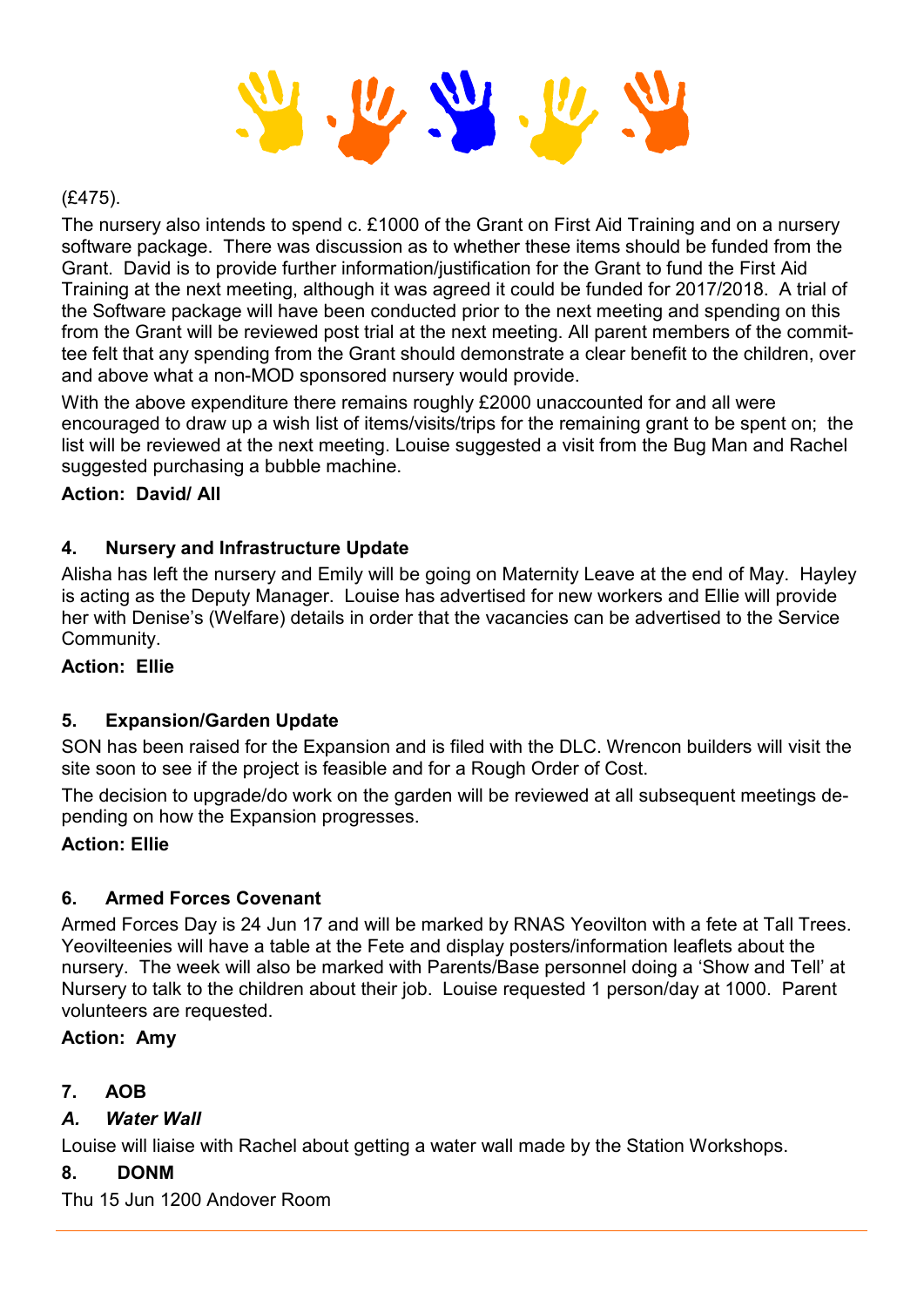(£475).

The nursery also intends to spend c. £1000 of the Grant on First Aid Training and on a nursery software package. There was discussion as to whether these items should be funded from the Grant. David is to provide further information/justification for the Grant to fund the First Aid Training at the next meeting, although it was agreed it could be funded for 2017/2018. A trial of the Software package will have been conducted prior to the next meeting and spending on this from the Grant will be reviewed post trial at the next meeting. All parent members of the committee felt that any spending from the Grant should demonstrate a clear benefit to the children, over and above what a non-MOD sponsored nursery would provide.

With the above expenditure there remains roughly £2000 unaccounted for and all were encouraged to draw up a wish list of items/visits/trips for the remaining grant to be spent on; the list will be reviewed at the next meeting. Louise suggested a visit from the Bug Man and Rachel suggested purchasing a bubble machine.

**Action: David/ All**

**4. Nursery and Infrastructure Update**

Alisha has left the nursery and Emily will be going on Maternity Leave at the end of May. Hayley is acting as the Deputy Manager. Louise has advertised for new workers and Ellie will provide her with Denise's (Welfare) details in order that the vacancies can be advertised to the Service Community.

**Action: Ellie**

**5. Expansion/Garden Update**

SON has been raised for the Expansion and is filed with the DLC. Wrencon builders will visit the site soon to see if the project is feasible and for a Rough Order of Cost.

The decision to upgrade/do work on the garden will be reviewed at all subsequent meetings depending on how the Expansion progresses.

**Action: Ellie**

**6. Armed Forces Covenant**

Armed Forces Day is 24 Jun 17 and will be marked by RNAS Yeovilton with a fete at Tall Trees. Yeovilteenies will have a table at the Fete and display posters/information leaflets about the nursery. The week will also be marked with Parents/Base personnel doing a 'Show and Tell' at Nursery to talk to the children about their job. Louise requested 1 person/day at 1000. Parent volunteers are requested.

**Action: Amy**

**7. AOB**

***A. Water Wall***

Louise will liaise with Rachel about getting a water wall made by the Station Workshops.

**8. DONM**

Thu 15 Jun 1200 Andover Room